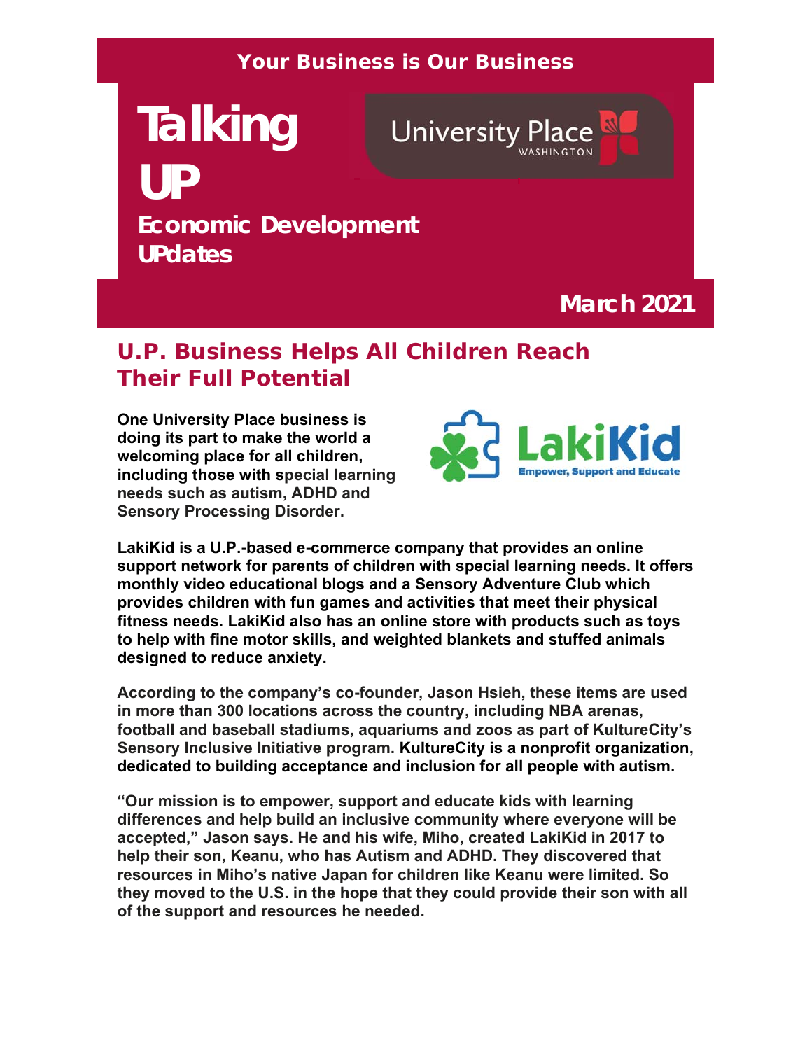Your Business is Our Business

# Talking UP

Economic Development UPdates

University Place WASHINGTON

March 2021

## U.P. Business Helps All Children Reach Their Full Potential

**One University Place business is doing its part to make the world a welcoming place for all children, including those with special learning needs such as autism, ADHD and Sensory Processing Disorder.**

LakiKid
Empower, Support and Educate

**LakiKid is a U.P.-based e-commerce company that provides an online support network for parents of children with special learning needs. It offers monthly video educational blogs and a Sensory Adventure Club which provides children with fun games and activities that meet their physical fitness needs. LakiKid also has an online store with products such as toys to help with fine motor skills, and weighted blankets and stuffed animals designed to reduce anxiety.**

**According to the company's co-founder, Jason Hsieh, these items are used in more than 300 locations across the country, including NBA arenas, football and baseball stadiums, aquariums and zoos as part of KultureCity's Sensory Inclusive Initiative program. KultureCity is a nonprofit organization, dedicated to building acceptance and inclusion for all people with autism.**

**"Our mission is to empower, support and educate kids with learning differences and help build an inclusive community where everyone will be accepted," Jason says. He and his wife, Miho, created LakiKid in 2017 to help their son, Keanu, who has Autism and ADHD. They discovered that resources in Miho's native Japan for children like Keanu were limited. So they moved to the U.S. in the hope that they could provide their son with all of the support and resources he needed.**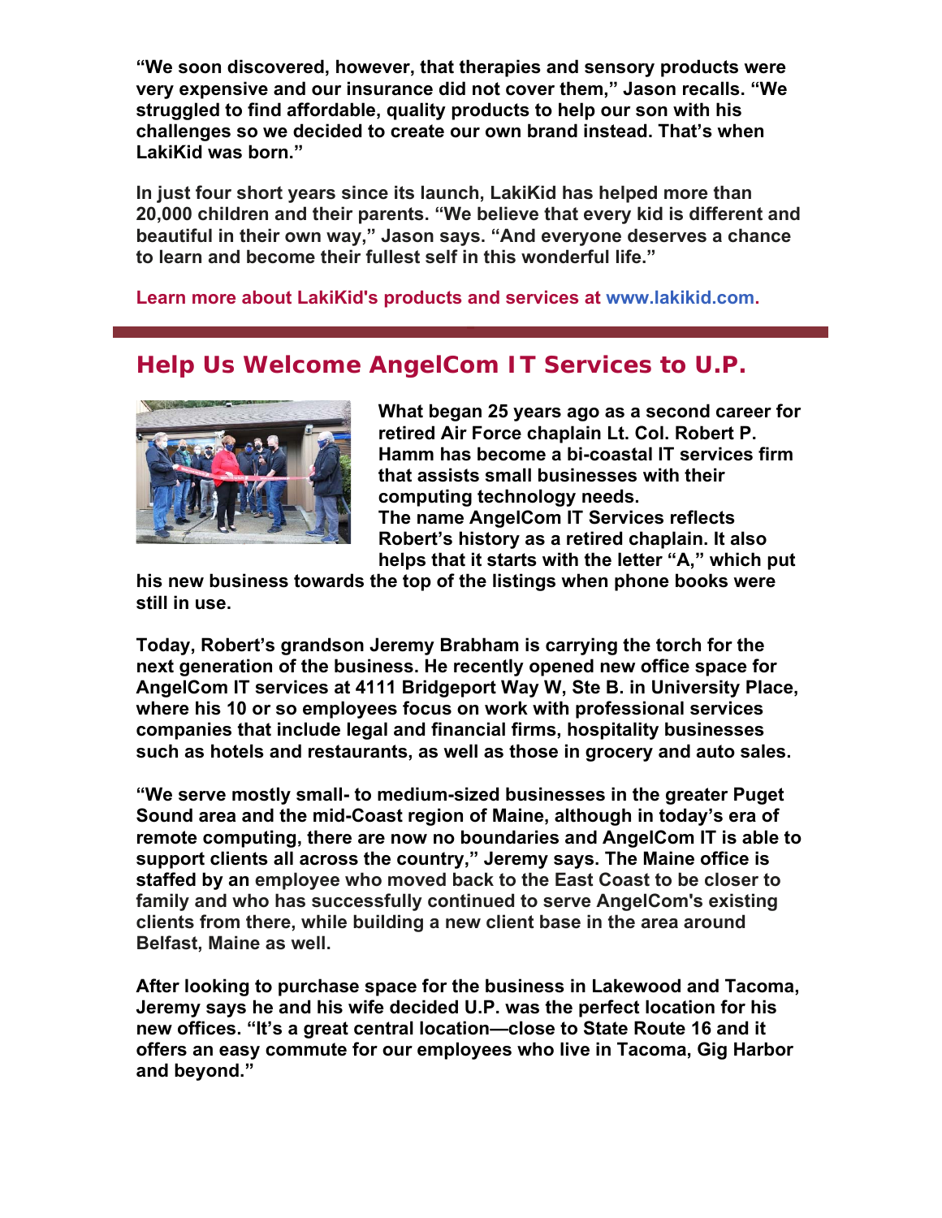**"We soon discovered, however, that therapies and sensory products were very expensive and our insurance did not cover them," Jason recalls. "We struggled to find affordable, quality products to help our son with his challenges so we decided to create our own brand instead. That's when LakiKid was born."**

**In just four short years since its launch, LakiKid has helped more than 20,000 children and their parents. "We believe that every kid is different and beautiful in their own way," Jason says. "And everyone deserves a chance to learn and become their fullest self in this wonderful life."**

**Learn more about LakiKid's products and services at www.lakikid.com.**

---

## Help Us Welcome AngelCom IT Services to U.P.

**What began 25 years ago as a second career for retired Air Force chaplain Lt. Col. Robert P. Hamm has become a bi-coastal IT services firm that assists small businesses with their computing technology needs.**

**The name AngelCom IT Services reflects Robert's history as a retired chaplain. It also helps that it starts with the letter "A," which put his new business towards the top of the listings when phone books were still in use.**

**Today, Robert's grandson Jeremy Brabham is carrying the torch for the next generation of the business. He recently opened new office space for AngelCom IT services at 4111 Bridgeport Way W, Ste B. in University Place, where his 10 or so employees focus on work with professional services companies that include legal and financial firms, hospitality businesses such as hotels and restaurants, as well as those in grocery and auto sales.**

**"We serve mostly small- to medium-sized businesses in the greater Puget Sound area and the mid-Coast region of Maine, although in today's era of remote computing, there are now no boundaries and AngelCom IT is able to support clients all across the country," Jeremy says. The Maine office is staffed by an employee who moved back to the East Coast to be closer to family and who has successfully continued to serve AngelCom's existing clients from there, while building a new client base in the area around Belfast, Maine as well.**

**After looking to purchase space for the business in Lakewood and Tacoma, Jeremy says he and his wife decided U.P. was the perfect location for his new offices. "It's a great central location—close to State Route 16 and it offers an easy commute for our employees who live in Tacoma, Gig Harbor and beyond."**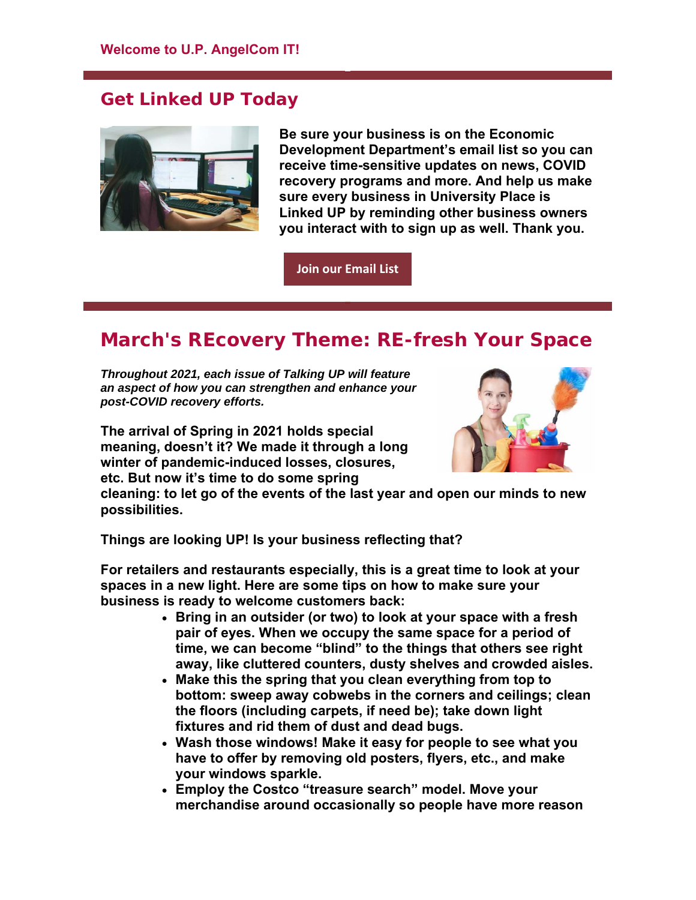**Welcome to U.P. AngelCom IT!**

## Get Linked UP Today

**Be sure your business is on the Economic Development Department's email list so you can receive time-sensitive updates on news, COVID recovery programs and more. And help us make sure every business in University Place is Linked UP by reminding other business owners you interact with to sign up as well. Thank you.**

Join our Email List

## March's REcovery Theme: RE-fresh Your Space

***Throughout 2021, each issue of Talking UP will feature an aspect of how you can strengthen and enhance your post-COVID recovery efforts.***

**The arrival of Spring in 2021 holds special meaning, doesn't it? We made it through a long winter of pandemic-induced losses, closures, etc. But now it's time to do some spring cleaning: to let go of the events of the last year and open our minds to new possibilities.**

**Things are looking UP! Is your business reflecting that?**

**For retailers and restaurants especially, this is a great time to look at your spaces in a new light. Here are some tips on how to make sure your business is ready to welcome customers back:**

- **Bring in an outsider (or two) to look at your space with a fresh pair of eyes. When we occupy the same space for a period of time, we can become "blind" to the things that others see right away, like cluttered counters, dusty shelves and crowded aisles.**
- **Make this the spring that you clean everything from top to bottom: sweep away cobwebs in the corners and ceilings; clean the floors (including carpets, if need be); take down light fixtures and rid them of dust and dead bugs.**
- **Wash those windows! Make it easy for people to see what you have to offer by removing old posters, flyers, etc., and make your windows sparkle.**
- **Employ the Costco "treasure search" model. Move your merchandise around occasionally so people have more reason**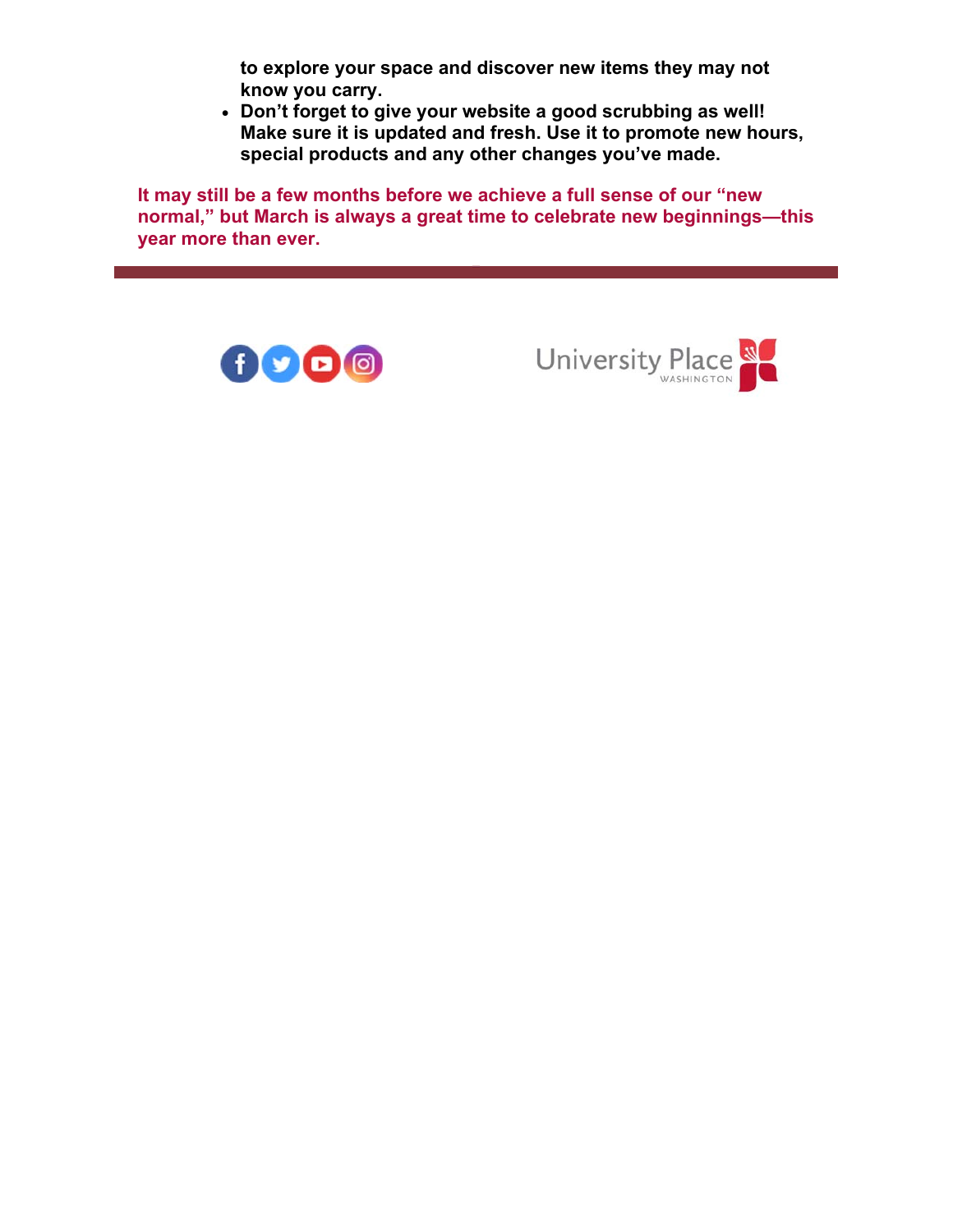**to explore your space and discover new items they may not know you carry.**

- **Don't forget to give your website a good scrubbing as well! Make sure it is updated and fresh. Use it to promote new hours, special products and any other changes you've made.**

**It may still be a few months before we achieve a full sense of our "new normal," but March is always a great time to celebrate new beginnings—this year more than ever.**

University Place
WASHINGTON